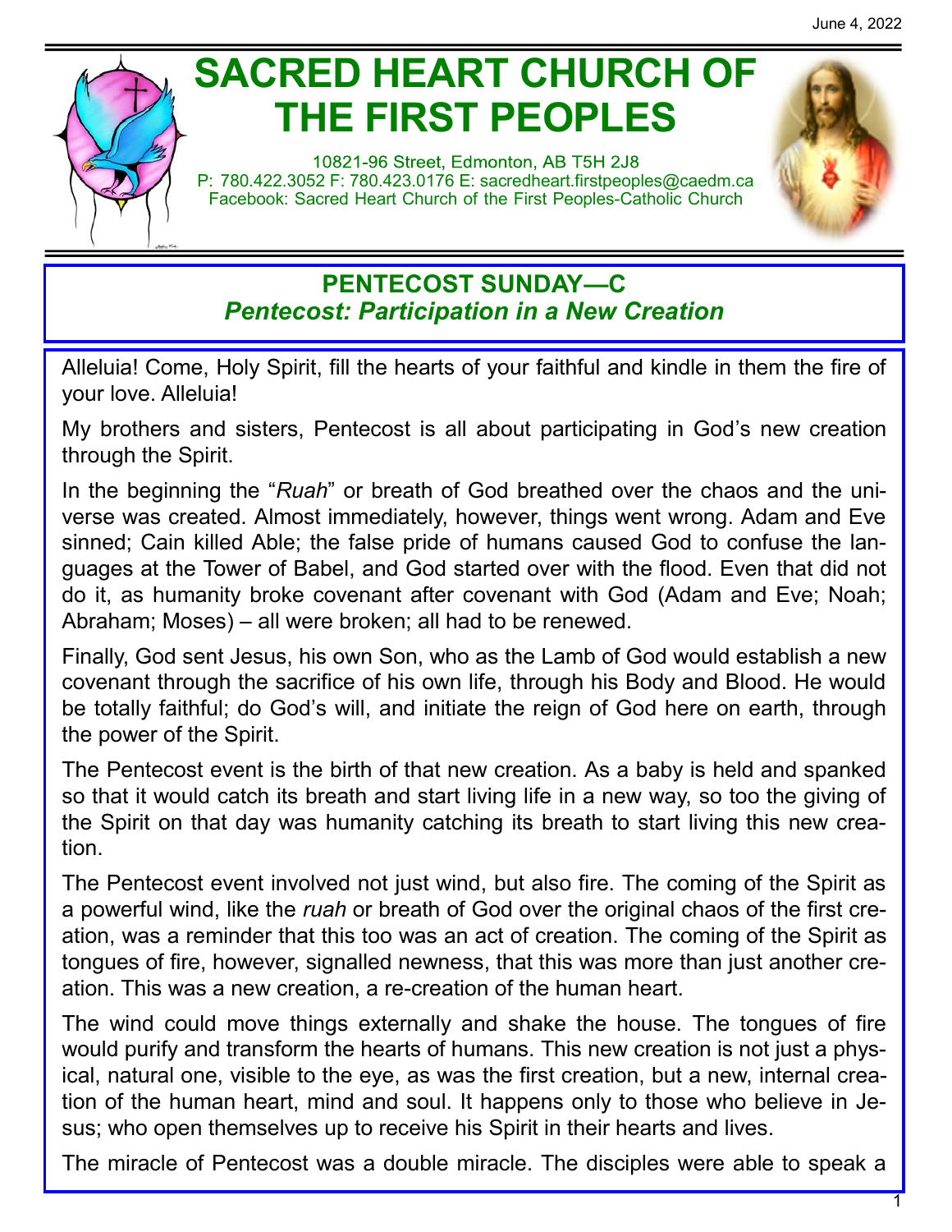June 4, 2022

# SACRED HEART CHURCH OF THE FIRST PEOPLES

10821-96 Street, Edmonton, AB T5H 2J8
P: 780.422.3052 F: 780.423.0176 E: sacredheart.firstpeoples@caedm.ca
Facebook: Sacred Heart Church of the First Peoples-Catholic Church

## PENTECOST SUNDAY—C
### *Pentecost: Participation in a New Creation*

Alleluia! Come, Holy Spirit, fill the hearts of your faithful and kindle in them the fire of your love. Alleluia!

My brothers and sisters, Pentecost is all about participating in God's new creation through the Spirit.

In the beginning the "*Ruah*" or breath of God breathed over the chaos and the universe was created. Almost immediately, however, things went wrong. Adam and Eve sinned; Cain killed Able; the false pride of humans caused God to confuse the languages at the Tower of Babel, and God started over with the flood. Even that did not do it, as humanity broke covenant after covenant with God (Adam and Eve; Noah; Abraham; Moses) – all were broken; all had to be renewed.

Finally, God sent Jesus, his own Son, who as the Lamb of God would establish a new covenant through the sacrifice of his own life, through his Body and Blood. He would be totally faithful; do God's will, and initiate the reign of God here on earth, through the power of the Spirit.

The Pentecost event is the birth of that new creation. As a baby is held and spanked so that it would catch its breath and start living life in a new way, so too the giving of the Spirit on that day was humanity catching its breath to start living this new creation.

The Pentecost event involved not just wind, but also fire. The coming of the Spirit as a powerful wind, like the *ruah* or breath of God over the original chaos of the first creation, was a reminder that this too was an act of creation. The coming of the Spirit as tongues of fire, however, signalled newness, that this was more than just another creation. This was a new creation, a re-creation of the human heart.

The wind could move things externally and shake the house. The tongues of fire would purify and transform the hearts of humans. This new creation is not just a physical, natural one, visible to the eye, as was the first creation, but a new, internal creation of the human heart, mind and soul. It happens only to those who believe in Jesus; who open themselves up to receive his Spirit in their hearts and lives.

The miracle of Pentecost was a double miracle. The disciples were able to speak a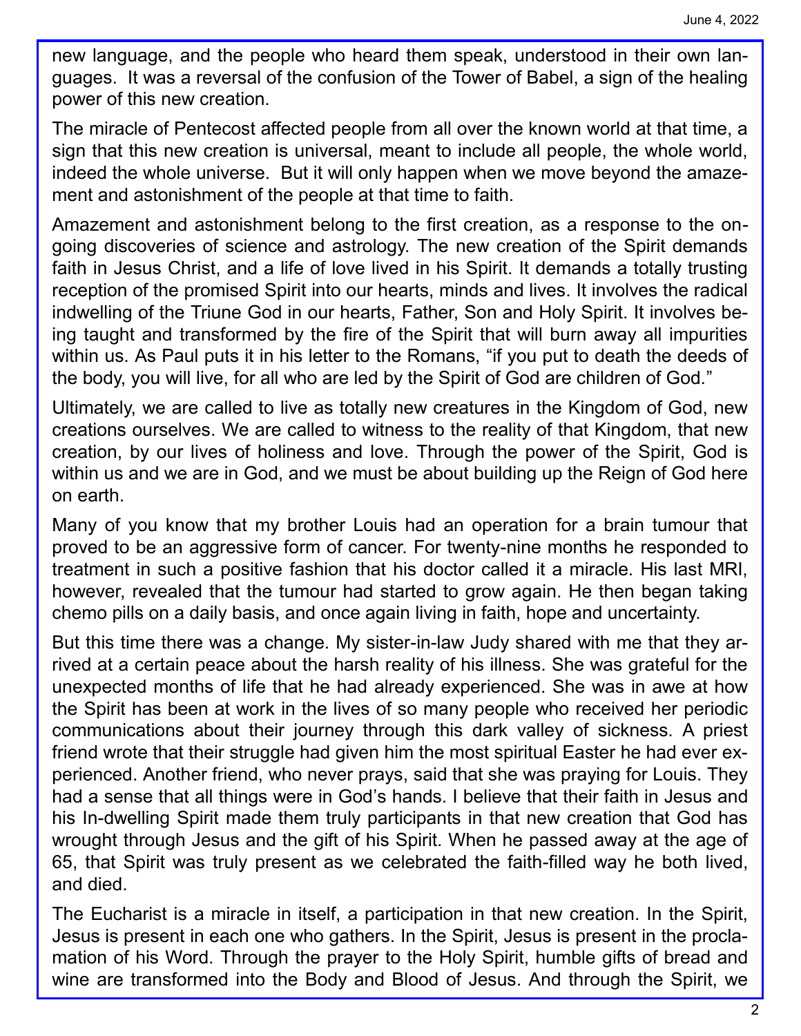new language, and the people who heard them speak, understood in their own languages. It was a reversal of the confusion of the Tower of Babel, a sign of the healing power of this new creation.

The miracle of Pentecost affected people from all over the known world at that time, a sign that this new creation is universal, meant to include all people, the whole world, indeed the whole universe. But it will only happen when we move beyond the amazement and astonishment of the people at that time to faith.

Amazement and astonishment belong to the first creation, as a response to the ongoing discoveries of science and astrology. The new creation of the Spirit demands faith in Jesus Christ, and a life of love lived in his Spirit. It demands a totally trusting reception of the promised Spirit into our hearts, minds and lives. It involves the radical indwelling of the Triune God in our hearts, Father, Son and Holy Spirit. It involves being taught and transformed by the fire of the Spirit that will burn away all impurities within us. As Paul puts it in his letter to the Romans, "if you put to death the deeds of the body, you will live, for all who are led by the Spirit of God are children of God."

Ultimately, we are called to live as totally new creatures in the Kingdom of God, new creations ourselves. We are called to witness to the reality of that Kingdom, that new creation, by our lives of holiness and love. Through the power of the Spirit, God is within us and we are in God, and we must be about building up the Reign of God here on earth.

Many of you know that my brother Louis had an operation for a brain tumour that proved to be an aggressive form of cancer. For twenty-nine months he responded to treatment in such a positive fashion that his doctor called it a miracle. His last MRI, however, revealed that the tumour had started to grow again. He then began taking chemo pills on a daily basis, and once again living in faith, hope and uncertainty.

But this time there was a change. My sister-in-law Judy shared with me that they arrived at a certain peace about the harsh reality of his illness. She was grateful for the unexpected months of life that he had already experienced. She was in awe at how the Spirit has been at work in the lives of so many people who received her periodic communications about their journey through this dark valley of sickness. A priest friend wrote that their struggle had given him the most spiritual Easter he had ever experienced. Another friend, who never prays, said that she was praying for Louis. They had a sense that all things were in God's hands. I believe that their faith in Jesus and his In-dwelling Spirit made them truly participants in that new creation that God has wrought through Jesus and the gift of his Spirit. When he passed away at the age of 65, that Spirit was truly present as we celebrated the faith-filled way he both lived, and died.

The Eucharist is a miracle in itself, a participation in that new creation. In the Spirit, Jesus is present in each one who gathers. In the Spirit, Jesus is present in the proclamation of his Word. Through the prayer to the Holy Spirit, humble gifts of bread and wine are transformed into the Body and Blood of Jesus. And through the Spirit, we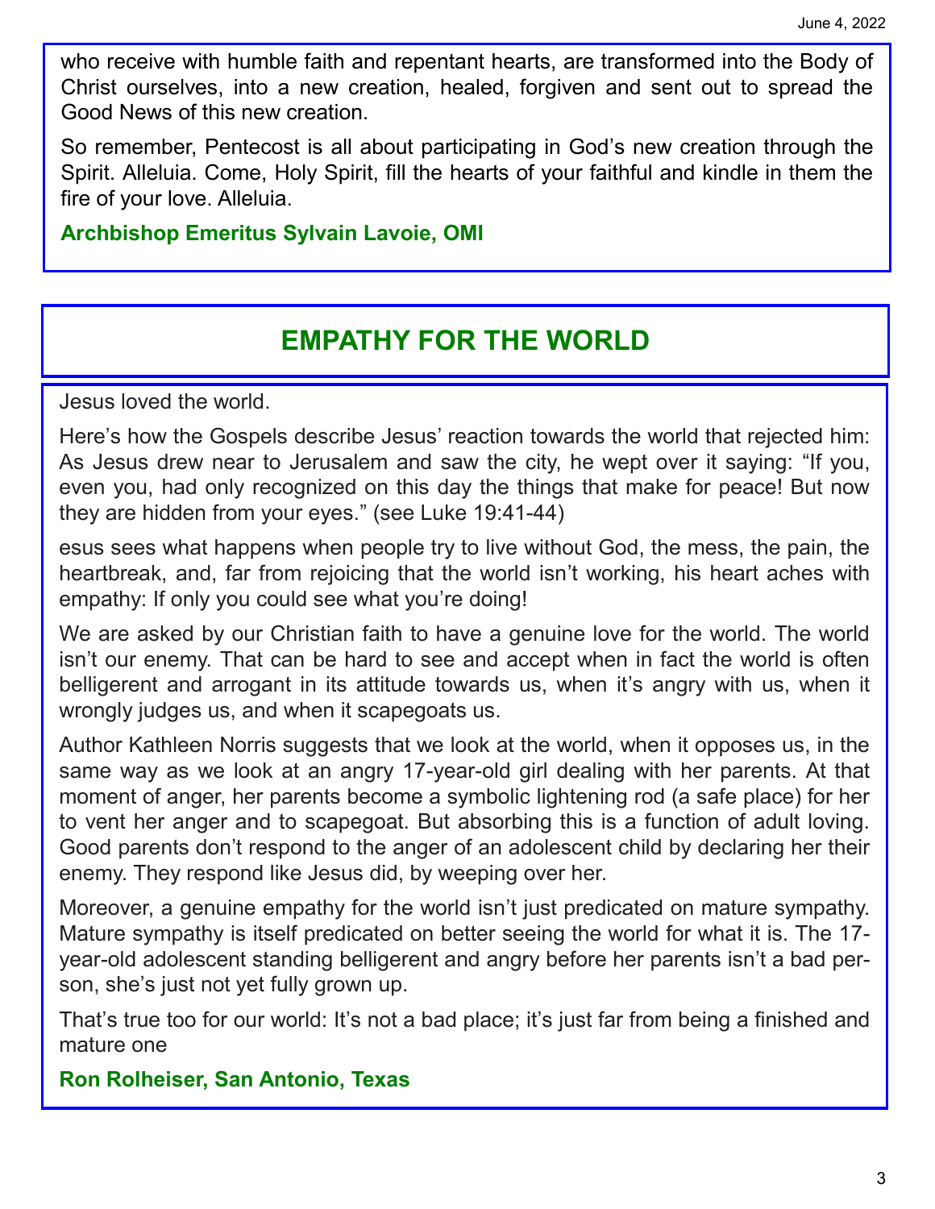who receive with humble faith and repentant hearts, are transformed into the Body of Christ ourselves, into a new creation, healed, forgiven and sent out to spread the Good News of this new creation.

So remember, Pentecost is all about participating in God's new creation through the Spirit. Alleluia. Come, Holy Spirit, fill the hearts of your faithful and kindle in them the fire of your love. Alleluia.

**Archbishop Emeritus Sylvain Lavoie, OMI**

## EMPATHY FOR THE WORLD

Jesus loved the world.

Here's how the Gospels describe Jesus' reaction towards the world that rejected him: As Jesus drew near to Jerusalem and saw the city, he wept over it saying: "If you, even you, had only recognized on this day the things that make for peace! But now they are hidden from your eyes." (see Luke 19:41-44)

esus sees what happens when people try to live without God, the mess, the pain, the heartbreak, and, far from rejoicing that the world isn't working, his heart aches with empathy: If only you could see what you're doing!

We are asked by our Christian faith to have a genuine love for the world. The world isn't our enemy. That can be hard to see and accept when in fact the world is often belligerent and arrogant in its attitude towards us, when it's angry with us, when it wrongly judges us, and when it scapegoats us.

Author Kathleen Norris suggests that we look at the world, when it opposes us, in the same way as we look at an angry 17-year-old girl dealing with her parents. At that moment of anger, her parents become a symbolic lightening rod (a safe place) for her to vent her anger and to scapegoat. But absorbing this is a function of adult loving. Good parents don't respond to the anger of an adolescent child by declaring her their enemy. They respond like Jesus did, by weeping over her.

Moreover, a genuine empathy for the world isn't just predicated on mature sympathy. Mature sympathy is itself predicated on better seeing the world for what it is. The 17-year-old adolescent standing belligerent and angry before her parents isn't a bad person, she's just not yet fully grown up.

That's true too for our world: It's not a bad place; it's just far from being a finished and mature one

**Ron Rolheiser, San Antonio, Texas**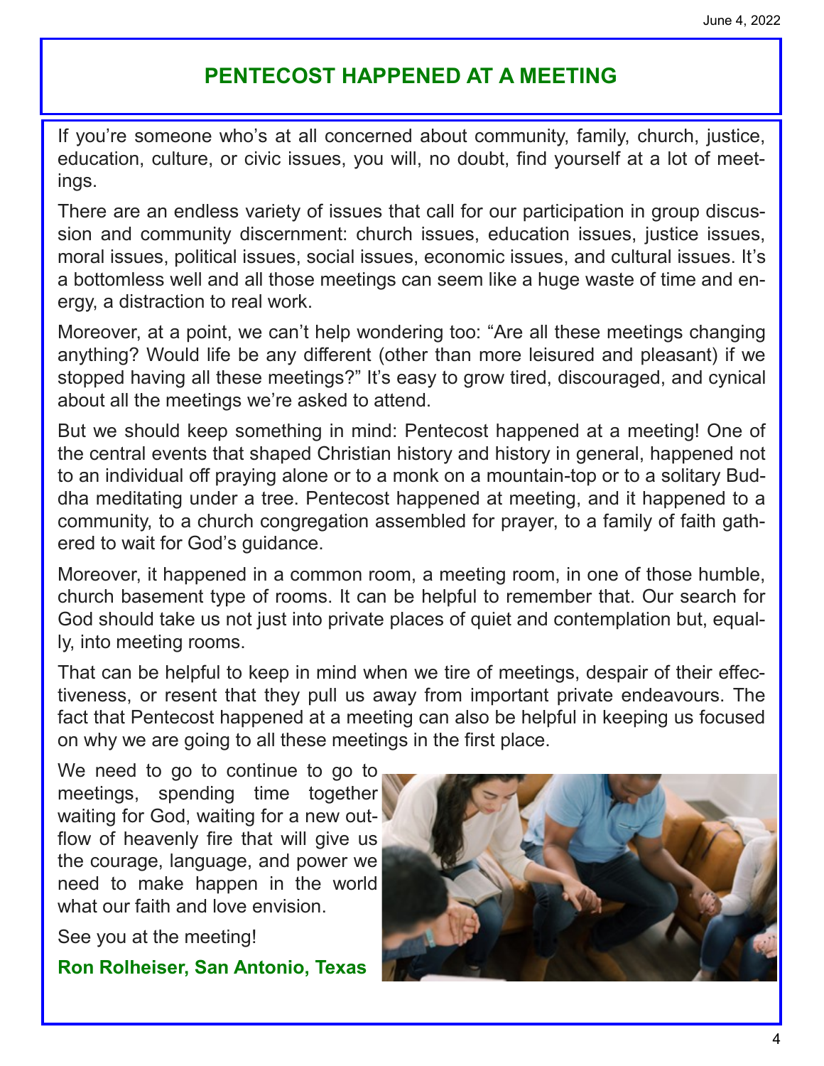# PENTECOST HAPPENED AT A MEETING

If you're someone who's at all concerned about community, family, church, justice, education, culture, or civic issues, you will, no doubt, find yourself at a lot of meetings.

There are an endless variety of issues that call for our participation in group discussion and community discernment: church issues, education issues, justice issues, moral issues, political issues, social issues, economic issues, and cultural issues. It's a bottomless well and all those meetings can seem like a huge waste of time and energy, a distraction to real work.

Moreover, at a point, we can't help wondering too: "Are all these meetings changing anything? Would life be any different (other than more leisured and pleasant) if we stopped having all these meetings?" It's easy to grow tired, discouraged, and cynical about all the meetings we're asked to attend.

But we should keep something in mind: Pentecost happened at a meeting! One of the central events that shaped Christian history and history in general, happened not to an individual off praying alone or to a monk on a mountain-top or to a solitary Buddha meditating under a tree. Pentecost happened at meeting, and it happened to a community, to a church congregation assembled for prayer, to a family of faith gathered to wait for God's guidance.

Moreover, it happened in a common room, a meeting room, in one of those humble, church basement type of rooms. It can be helpful to remember that. Our search for God should take us not just into private places of quiet and contemplation but, equally, into meeting rooms.

That can be helpful to keep in mind when we tire of meetings, despair of their effectiveness, or resent that they pull us away from important private endeavours. The fact that Pentecost happened at a meeting can also be helpful in keeping us focused on why we are going to all these meetings in the first place.

We need to go to continue to go to meetings, spending time together waiting for God, waiting for a new outflow of heavenly fire that will give us the courage, language, and power we need to make happen in the world what our faith and love envision.

See you at the meeting!

**Ron Rolheiser, San Antonio, Texas**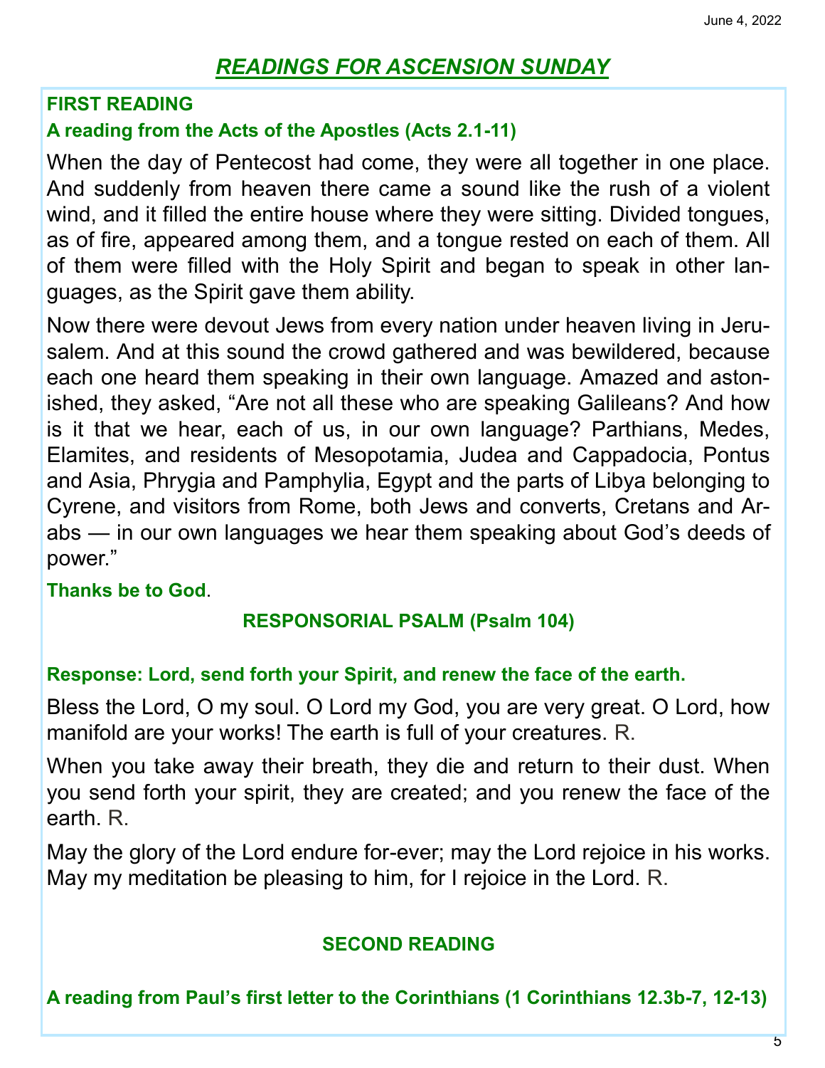# *READINGS FOR ASCENSION SUNDAY*

**FIRST READING**

**A reading from the Acts of the Apostles (Acts 2.1-11)**

When the day of Pentecost had come, they were all together in one place. And suddenly from heaven there came a sound like the rush of a violent wind, and it filled the entire house where they were sitting. Divided tongues, as of fire, appeared among them, and a tongue rested on each of them. All of them were filled with the Holy Spirit and began to speak in other languages, as the Spirit gave them ability.

Now there were devout Jews from every nation under heaven living in Jerusalem. And at this sound the crowd gathered and was bewildered, because each one heard them speaking in their own language. Amazed and astonished, they asked, "Are not all these who are speaking Galileans? And how is it that we hear, each of us, in our own language? Parthians, Medes, Elamites, and residents of Mesopotamia, Judea and Cappadocia, Pontus and Asia, Phrygia and Pamphylia, Egypt and the parts of Libya belonging to Cyrene, and visitors from Rome, both Jews and converts, Cretans and Arabs — in our own languages we hear them speaking about God's deeds of power."

**Thanks be to God**.

## RESPONSORIAL PSALM (Psalm 104)

**Response: Lord, send forth your Spirit, and renew the face of the earth.**

Bless the Lord, O my soul. O Lord my God, you are very great. O Lord, how manifold are your works! The earth is full of your creatures. R.

When you take away their breath, they die and return to their dust. When you send forth your spirit, they are created; and you renew the face of the earth. R.

May the glory of the Lord endure for-ever; may the Lord rejoice in his works. May my meditation be pleasing to him, for I rejoice in the Lord. R.

## SECOND READING

**A reading from Paul's first letter to the Corinthians (1 Corinthians 12.3b-7, 12-13)**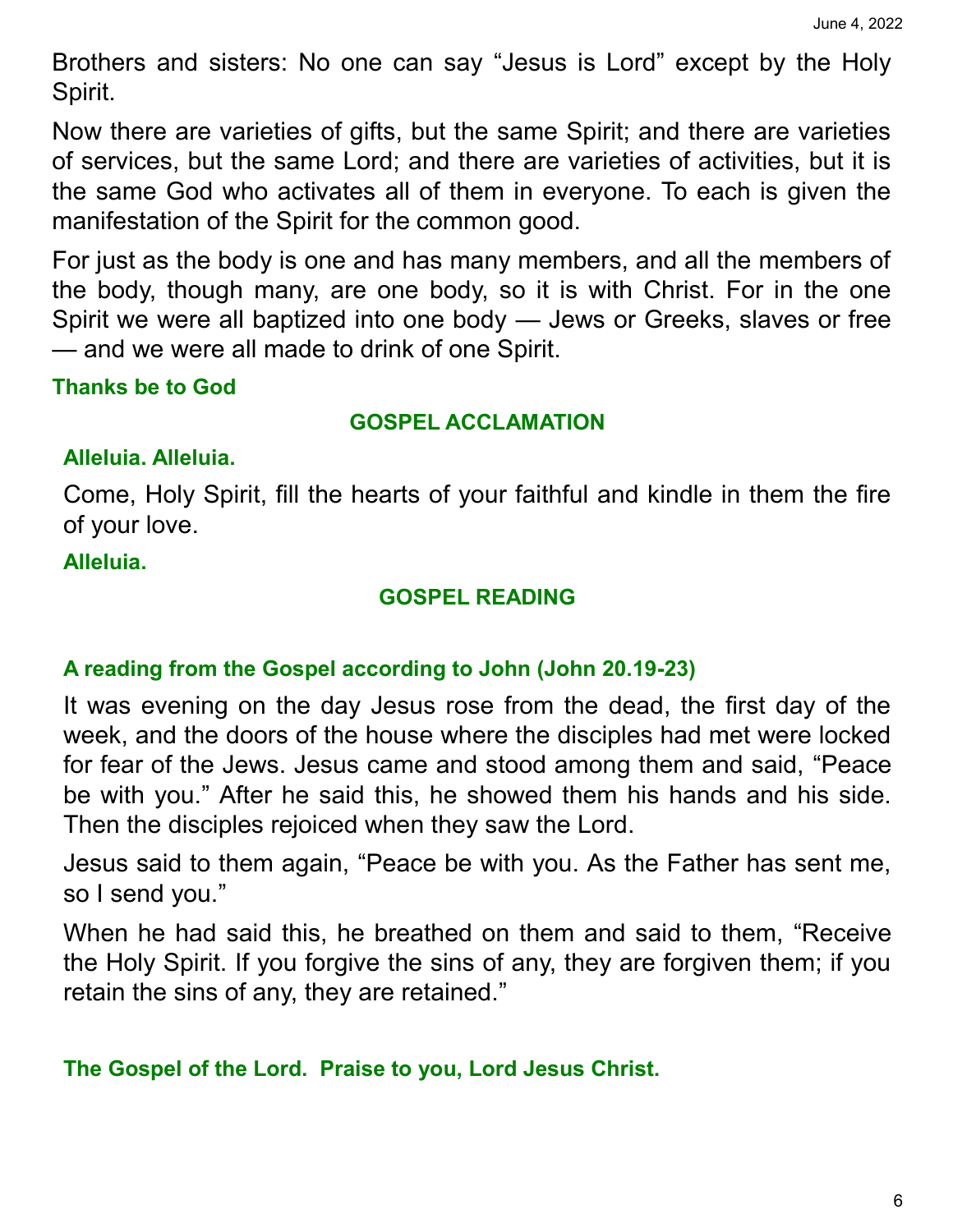Brothers and sisters: No one can say “Jesus is Lord” except by the Holy Spirit.

Now there are varieties of gifts, but the same Spirit; and there are varieties of services, but the same Lord; and there are varieties of activities, but it is the same God who activates all of them in everyone. To each is given the manifestation of the Spirit for the common good.

For just as the body is one and has many members, and all the members of the body, though many, are one body, so it is with Christ. For in the one Spirit we were all baptized into one body — Jews or Greeks, slaves or free — and we were all made to drink of one Spirit.

**Thanks be to God**

## GOSPEL ACCLAMATION

**Alleluia. Alleluia.**

Come, Holy Spirit, fill the hearts of your faithful and kindle in them the fire of your love.

**Alleluia.**

## GOSPEL READING

**A reading from the Gospel according to John (John 20.19-23)**

It was evening on the day Jesus rose from the dead, the first day of the week, and the doors of the house where the disciples had met were locked for fear of the Jews. Jesus came and stood among them and said, “Peace be with you.” After he said this, he showed them his hands and his side. Then the disciples rejoiced when they saw the Lord.

Jesus said to them again, “Peace be with you. As the Father has sent me, so I send you.”

When he had said this, he breathed on them and said to them, “Receive the Holy Spirit. If you forgive the sins of any, they are forgiven them; if you retain the sins of any, they are retained.”

**The Gospel of the Lord. Praise to you, Lord Jesus Christ.**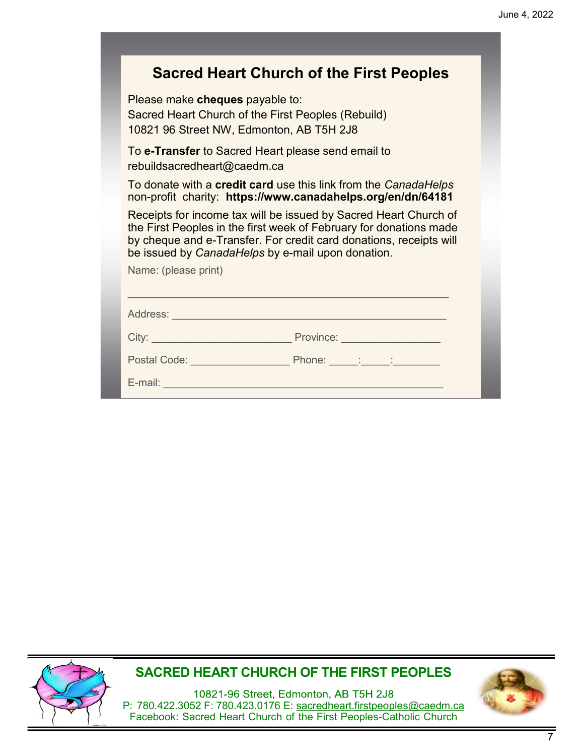## Sacred Heart Church of the First Peoples

Please make **cheques** payable to:
Sacred Heart Church of the First Peoples (Rebuild)
10821 96 Street NW, Edmonton, AB T5H 2J8

To **e-Transfer** to Sacred Heart please send email to rebuildsacredheart@caedm.ca

To donate with a **credit card** use this link from the *CanadaHelps* non-profit charity: **https://www.canadahelps.org/en/dn/64181**

Receipts for income tax will be issued by Sacred Heart Church of the First Peoples in the first week of February for donations made by cheque and e-Transfer. For credit card donations, receipts will be issued by *CanadaHelps* by e-mail upon donation.

Name: (please print)

_____________________________________________________

Address: ______________________________________________

City: _______________________ Province: ________________

Postal Code: ________________ Phone: _____:_____:________

E-mail: _______________________________________________

**SACRED HEART CHURCH OF THE FIRST PEOPLES**

10821-96 Street, Edmonton, AB T5H 2J8
P: 780.422.3052 F: 780.423.0176 E: sacredheart.firstpeoples@caedm.ca
Facebook: Sacred Heart Church of the First Peoples-Catholic Church